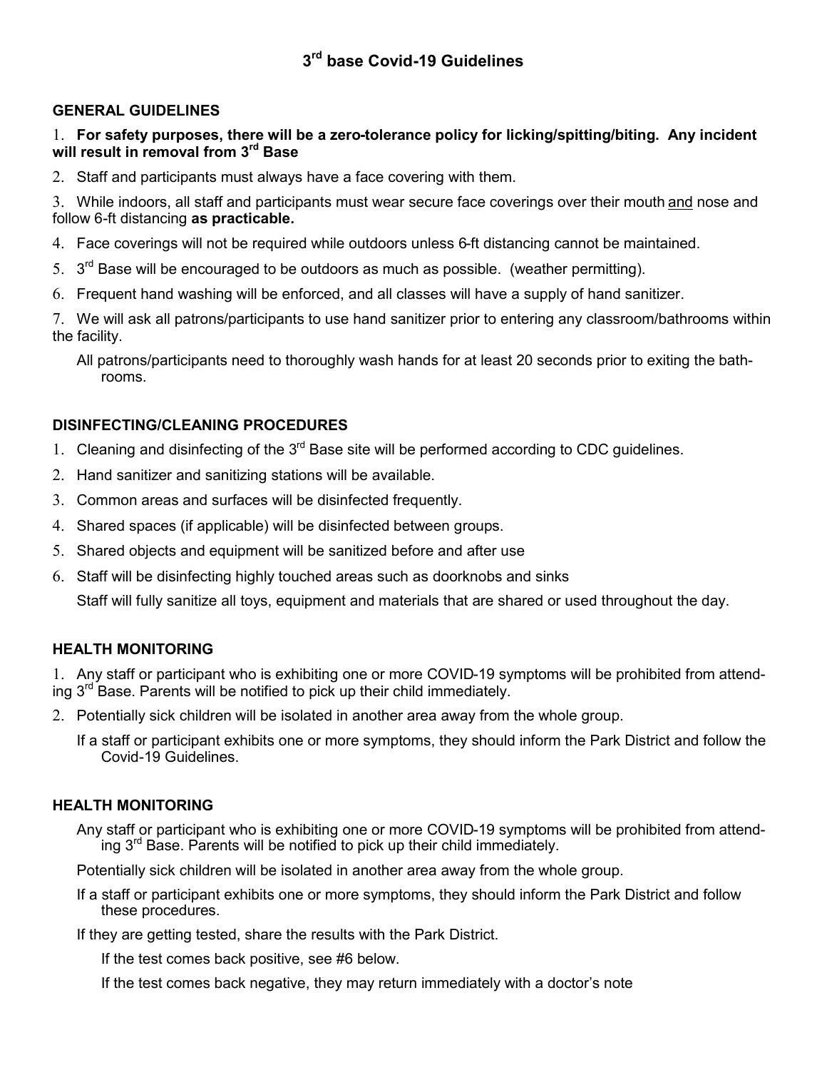# 3rd base Covid-19 Guidelines

## GENERAL GUIDELINES

1. **For safety purposes, there will be a zero-tolerance policy for licking/spitting/biting. Any incident will result in removal from 3rd Base**
2. Staff and participants must always have a face covering with them.
3. While indoors, all staff and participants must wear secure face coverings over their mouth and nose and follow 6-ft distancing **as practicable.**
4. Face coverings will not be required while outdoors unless 6-ft distancing cannot be maintained.
5. 3rd Base will be encouraged to be outdoors as much as possible. (weather permitting).
6. Frequent hand washing will be enforced, and all classes will have a supply of hand sanitizer.
7. We will ask all patrons/participants to use hand sanitizer prior to entering any classroom/bathrooms within the facility.

   All patrons/participants need to thoroughly wash hands for at least 20 seconds prior to exiting the bathrooms.

## DISINFECTING/CLEANING PROCEDURES

1. Cleaning and disinfecting of the 3rd Base site will be performed according to CDC guidelines.
2. Hand sanitizer and sanitizing stations will be available.
3. Common areas and surfaces will be disinfected frequently.
4. Shared spaces (if applicable) will be disinfected between groups.
5. Shared objects and equipment will be sanitized before and after use
6. Staff will be disinfecting highly touched areas such as doorknobs and sinks

   Staff will fully sanitize all toys, equipment and materials that are shared or used throughout the day.

## HEALTH MONITORING

1. Any staff or participant who is exhibiting one or more COVID-19 symptoms will be prohibited from attending 3rd Base. Parents will be notified to pick up their child immediately.
2. Potentially sick children will be isolated in another area away from the whole group.

   If a staff or participant exhibits one or more symptoms, they should inform the Park District and follow the Covid-19 Guidelines.

## HEALTH MONITORING

Any staff or participant who is exhibiting one or more COVID-19 symptoms will be prohibited from attending 3rd Base. Parents will be notified to pick up their child immediately.

Potentially sick children will be isolated in another area away from the whole group.

If a staff or participant exhibits one or more symptoms, they should inform the Park District and follow these procedures.

If they are getting tested, share the results with the Park District.

If the test comes back positive, see #6 below.

If the test comes back negative, they may return immediately with a doctor's note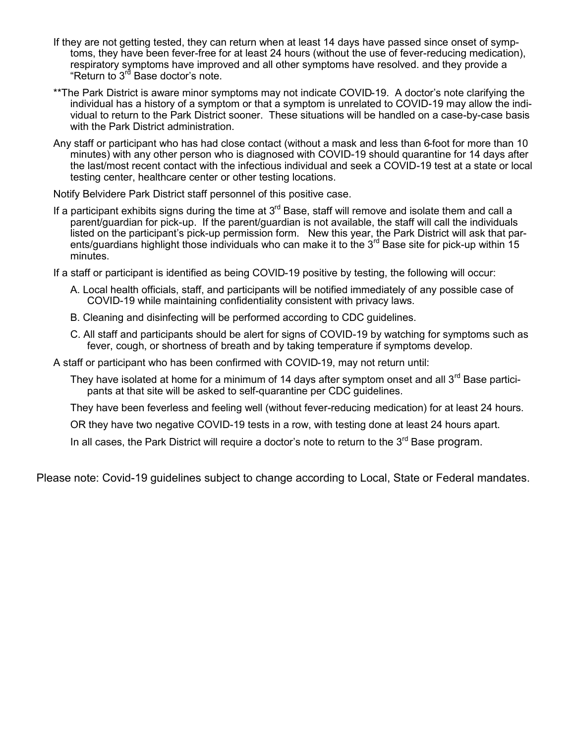If they are not getting tested, they can return when at least 14 days have passed since onset of symptoms, they have been fever-free for at least 24 hours (without the use of fever-reducing medication), respiratory symptoms have improved and all other symptoms have resolved. and they provide a "Return to 3rd Base doctor's note.

**The Park District is aware minor symptoms may not indicate COVID-19. A doctor's note clarifying the individual has a history of a symptom or that a symptom is unrelated to COVID-19 may allow the individual to return to the Park District sooner. These situations will be handled on a case-by-case basis with the Park District administration.

Any staff or participant who has had close contact (without a mask and less than 6-foot for more than 10 minutes) with any other person who is diagnosed with COVID-19 should quarantine for 14 days after the last/most recent contact with the infectious individual and seek a COVID-19 test at a state or local testing center, healthcare center or other testing locations.

Notify Belvidere Park District staff personnel of this positive case.

If a participant exhibits signs during the time at 3rd Base, staff will remove and isolate them and call a parent/guardian for pick-up. If the parent/guardian is not available, the staff will call the individuals listed on the participant's pick-up permission form. New this year, the Park District will ask that parents/guardians highlight those individuals who can make it to the 3rd Base site for pick-up within 15 minutes.

If a staff or participant is identified as being COVID-19 positive by testing, the following will occur:

A. Local health officials, staff, and participants will be notified immediately of any possible case of COVID-19 while maintaining confidentiality consistent with privacy laws.

B. Cleaning and disinfecting will be performed according to CDC guidelines.

C. All staff and participants should be alert for signs of COVID-19 by watching for symptoms such as fever, cough, or shortness of breath and by taking temperature if symptoms develop.

A staff or participant who has been confirmed with COVID-19, may not return until:

They have isolated at home for a minimum of 14 days after symptom onset and all 3rd Base participants at that site will be asked to self-quarantine per CDC guidelines.

They have been feverless and feeling well (without fever-reducing medication) for at least 24 hours.

OR they have two negative COVID-19 tests in a row, with testing done at least 24 hours apart.

In all cases, the Park District will require a doctor's note to return to the 3rd Base program.

Please note: Covid-19 guidelines subject to change according to Local, State or Federal mandates.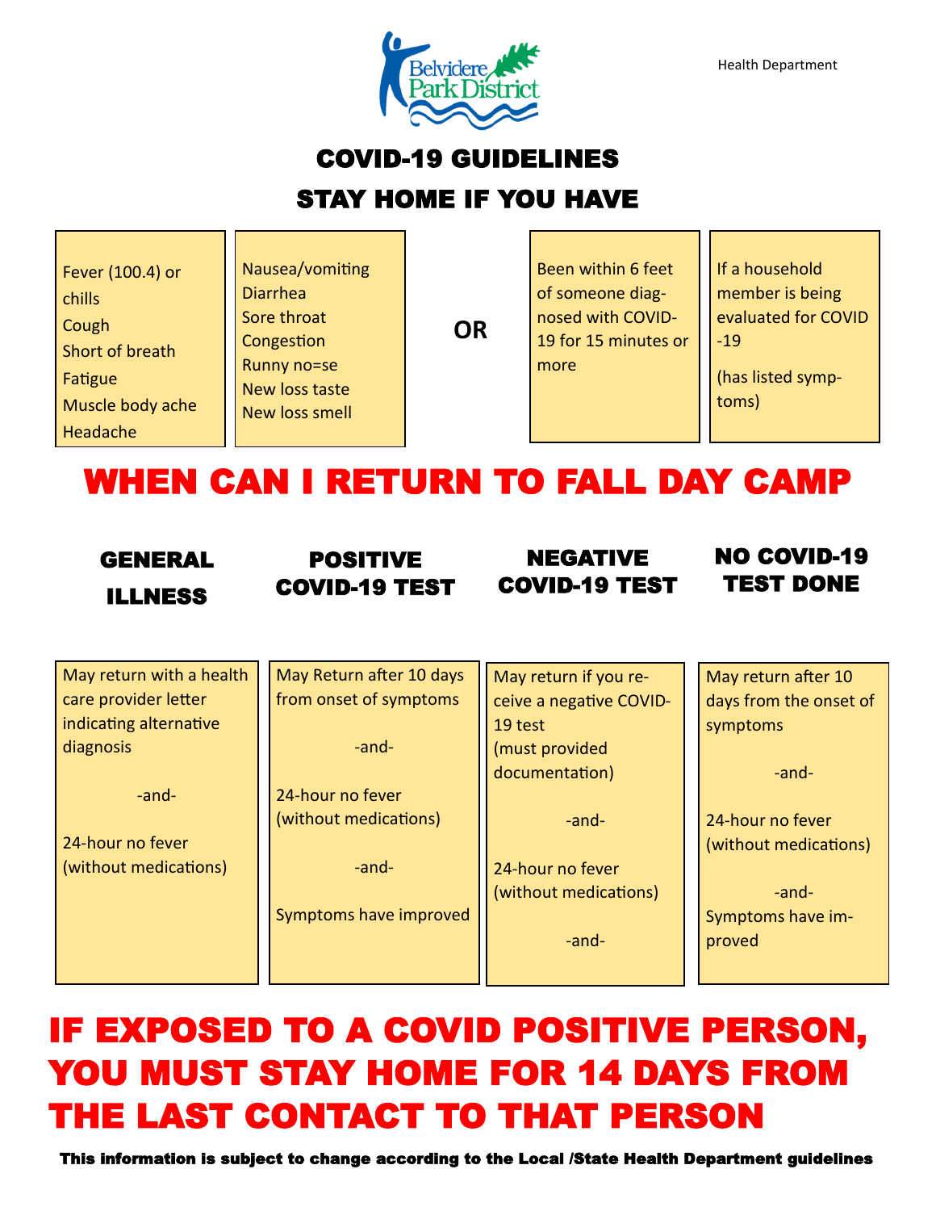Health Department

Belvidere Park District

# COVID-19 GUIDELINES

## STAY HOME IF YOU HAVE

| | | | | |
|---|---|---|---|---|
| Fever (100.4) or chills<br>Cough<br>Short of breath<br>Fatigue<br>Muscle body ache<br>Headache | Nausea/vomiting<br>Diarrhea<br>Sore throat<br>Congestion<br>Runny no=se<br>New loss taste<br>New loss smell | OR | Been within 6 feet of someone diagnosed with COVID-19 for 15 minutes or more | If a household member is being evaluated for COVID-19<br><br>(has listed symptoms) |

## WHEN CAN I RETURN TO FALL DAY CAMP

| GENERAL ILLNESS | POSITIVE COVID-19 TEST | NEGATIVE COVID-19 TEST | NO COVID-19 TEST DONE |
|---|---|---|---|
| May return with a health care provider letter indicating alternative diagnosis<br><br>-and-<br><br>24-hour no fever (without medications) | May Return after 10 days from onset of symptoms<br><br>-and-<br><br>24-hour no fever (without medications)<br><br>-and-<br><br>Symptoms have improved | May return if you receive a negative COVID-19 test (must provided documentation)<br><br>-and-<br><br>24-hour no fever (without medications)<br><br>-and- | May return after 10 days from the onset of symptoms<br><br>-and-<br><br>24-hour no fever (without medications)<br><br>-and-<br>Symptoms have improved |

## IF EXPOSED TO A COVID POSITIVE PERSON, YOU MUST STAY HOME FOR 14 DAYS FROM THE LAST CONTACT TO THAT PERSON

**This information is subject to change according to the Local /State Health Department guidelines**